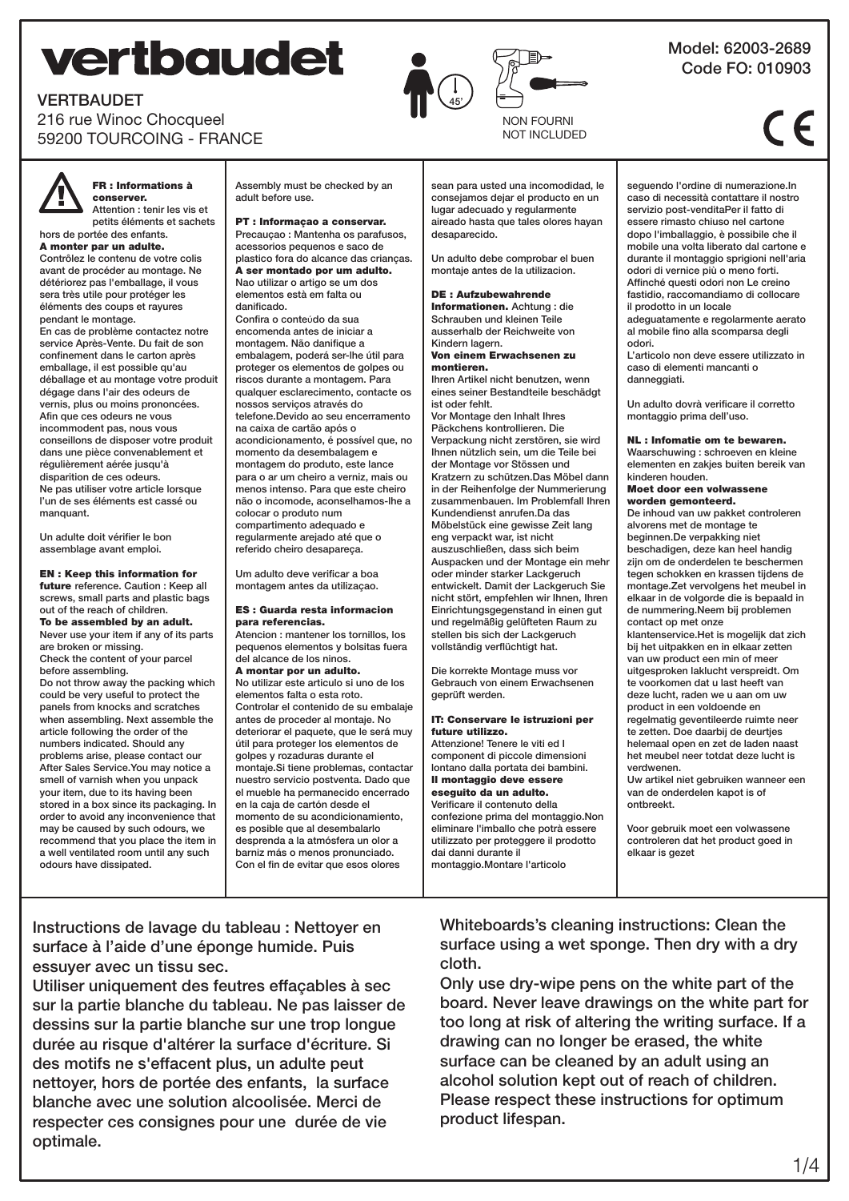# vertbaudet

VERTBAUDET
216 rue Winoc Chocqueel
59200 TOURCOING - FRANCE

45'

NON FOURNI
NOT INCLUDED

Model: 62003-2689
Code FO: 010903

CE

**FR : Informations à conserver.**
Attention : tenir les vis et petits éléments et sachets hors de portée des enfants.
**A monter par un adulte.**
Contrôlez le contenu de votre colis avant de procéder au montage. Ne détériorez pas l'emballage, il vous sera très utile pour protéger les éléments des coups et rayures pendant le montage.
En cas de problème contactez notre service Après-Vente. Du fait de son confinement dans le carton après emballage, il est possible qu'au déballage et au montage votre produit dégage dans l'air des odeurs de vernis, plus ou moins prononcées. Afin que ces odeurs ne vous incommodent pas, nous vous conseillons de disposer votre produit dans une pièce convenablement et régulièrement aérée jusqu'à disparition de ces odeurs.
Ne pas utiliser votre article lorsque l'un de ses éléments est cassé ou manquant.

Un adulte doit vérifier le bon assemblage avant emploi.

**EN : Keep this information for future** reference. Caution : Keep all screws, small parts and plastic bags out of the reach of children.
**To be assembled by an adult.**
Never use your item if any of its parts are broken or missing.
Check the content of your parcel before assembling.
Do not throw away the packing which could be very useful to protect the panels from knocks and scratches when assembling. Next assemble the article following the order of the numbers indicated. Should any problems arise, please contact our After Sales Service.You may notice a smell of varnish when you unpack your item, due to its having been stored in a box since its packaging. In order to avoid any inconvenience that may be caused by such odours, we recommend that you place the item in a well ventilated room until any such odours have dissipated.

Assembly must be checked by an adult before use.

**PT : Informaçao a conservar.**
Precauçao : Mantenha os parafusos, acessorios pequenos e saco de plastico fora do alcance das crianças.
**A ser montado por um adulto.**
Nao utilizar o artigo se um dos elementos està em falta ou danificado.
Confira o conteúdo da sua encomenda antes de iniciar a montagem. Não danifique a embalagem, poderá ser-lhe útil para proteger os elementos de golpes ou riscos durante a montagem. Para qualquer esclarecimento, contacte os nossos serviços através do telefone.Devido ao seu encerramento na caixa de cartão após o acondicionamento, é possível que, no momento da desembalagem e montagem do produto, este lance para o ar um cheiro a verniz, mais ou menos intenso. Para que este cheiro não o incomode, aconselhamos-lhe a colocar o produto num compartimento adequado e regularmente arejado até que o referido cheiro desapareça.

Um adulto deve verificar a boa montagem antes da utilizaçao.

**ES : Guarda resta informacion para referencias.**
Atencion : mantener los tornillos, los pequenos elementos y bolsitas fuera del alcance de los ninos.
**A montar por un adulto.**
No utilizar este articulo si uno de los elementos falta o esta roto.
Controlar el contenido de su embalaje antes de proceder al montaje. No deteriorar el paquete, que le será muy útil para proteger los elementos de golpes y rozaduras durante el montaje.Si tiene problemas, contactar nuestro servicio postventa. Dado que el mueble ha permanecido encerrado en la caja de cartón desde el momento de su acondicionamiento, es posible que al desembalarlo desprenda a la atmósfera un olor a barniz más o menos pronunciado. Con el fin de evitar que esos olores sean para usted una incomodidad, le consejamos dejar el producto en un lugar adecuado y regularmente aireado hasta que tales olores hayan desaparecido.

Un adulto debe comprobar el buen montaje antes de la utilizacion.

**DE : Aufzubewahrende Informationen.** Achtung : die Schrauben und kleinen Teile ausserhalb der Reichweite von Kindern lagern.
**Von einem Erwachsenen zu montieren.**
Ihren Artikel nicht benutzen, wenn eines seiner Bestandteile beschädgt ist oder fehlt.
Vor Montage den Inhalt Ihres Päckchens kontrollieren. Die Verpackung nicht zerstören, sie wird Ihnen nützlich sein, um die Teile bei der Montage vor Stössen und Kratzern zu schützen.Das Möbel dann in der Reihenfolge der Nummerierung zusammenbauen. Im Problemfall Ihren Kundendienst anrufen.Da das Möbelstück eine gewisse Zeit lang eng verpackt war, ist nicht auszuschließen, dass sich beim Auspacken und der Montage ein mehr oder minder starker Lackgeruch entwickelt. Damit der Lackgeruch Sie nicht stört, empfehlen wir Ihnen, Ihren Einrichtungsgegenstand in einen gut und regelmäßig gelüfteten Raum zu stellen bis sich der Lackgeruch vollständig verflüchtigt hat.

Die korrekte Montage muss vor Gebrauch von einem Erwachsenen geprüft werden.

**IT: Conservare le istruzioni per future utilizzo.**
Attenzione! Tenere le viti ed I component di piccole dimensioni lontano dalla portata dei bambini.
**Il montaggio deve essere eseguito da un adulto.**
Verificare il contenuto della confezione prima del montaggio.Non eliminare l'imballo che potrà essere utilizzato per proteggere il prodotto dai danni durante il montaggio.Montare l'articolo seguendo l'ordine di numerazione.In caso di necessità contattare il nostro servizio post-venditaPer il fatto di essere rimasto chiuso nel cartone dopo l'imballaggio, è possibile che il mobile una volta liberato dal cartone e durante il montaggio sprigioni nell'aria odori di vernice più o meno forti. Affinché questi odori non Le creino fastidio, raccomandiamo di collocare il prodotto in un locale adeguatamente e regolarmente aerato al mobile fino alla scomparsa degli odori.
L'articolo non deve essere utilizzato in caso di elementi mancanti o danneggiati.

Un adulto dovrà verificare il corretto montaggio prima dell'uso.

**NL : Infomatie om te bewaren.**
Waarschuwing : schroeven en kleine elementen en zakjes buiten bereik van kinderen houden.
**Moet door een volwassene worden gemonteerd.**
De inhoud van uw pakket controleren alvorens met de montage te beginnen.De verpakking niet beschadigen, deze kan heel handig zijn om de onderdelen te beschermen tegen schokken en krassen tijdens de montage.Zet vervolgens het meubel in elkaar in de volgorde die is bepaald in de nummering.Neem bij problemen contact op met onze klantenservice.Het is mogelijk dat zich bij het uitpakken en in elkaar zetten van uw product een min of meer uitgesproken laklucht verspreidt. Om te voorkomen dat u last heeft van deze lucht, raden we u aan om uw product in een voldoende en regelmatig geventileerde ruimte neer te zetten. Doe daarbij de deurtjes helemaal open en zet de laden naast het meubel neer totdat deze lucht is verdwenen.
Uw artikel niet gebruiken wanneer een van de onderdelen kapot is of ontbreekt.

Voor gebruik moet een volwassene controleren dat het product goed in elkaar is gezet

Instructions de lavage du tableau : Nettoyer en surface à l'aide d'une éponge humide. Puis essuyer avec un tissu sec.
Utiliser uniquement des feutres effaçables à sec sur la partie blanche du tableau. Ne pas laisser de dessins sur la partie blanche sur une trop longue durée au risque d'altérer la surface d'écriture. Si des motifs ne s'effacent plus, un adulte peut nettoyer, hors de portée des enfants, la surface blanche avec une solution alcoolisée. Merci de respecter ces consignes pour une durée de vie optimale.

Whiteboards's cleaning instructions: Clean the surface using a wet sponge. Then dry with a dry cloth.
Only use dry-wipe pens on the white part of the board. Never leave drawings on the white part for too long at risk of altering the writing surface. If a drawing can no longer be erased, the white surface can be cleaned by an adult using an alcohol solution kept out of reach of children. Please respect these instructions for optimum product lifespan.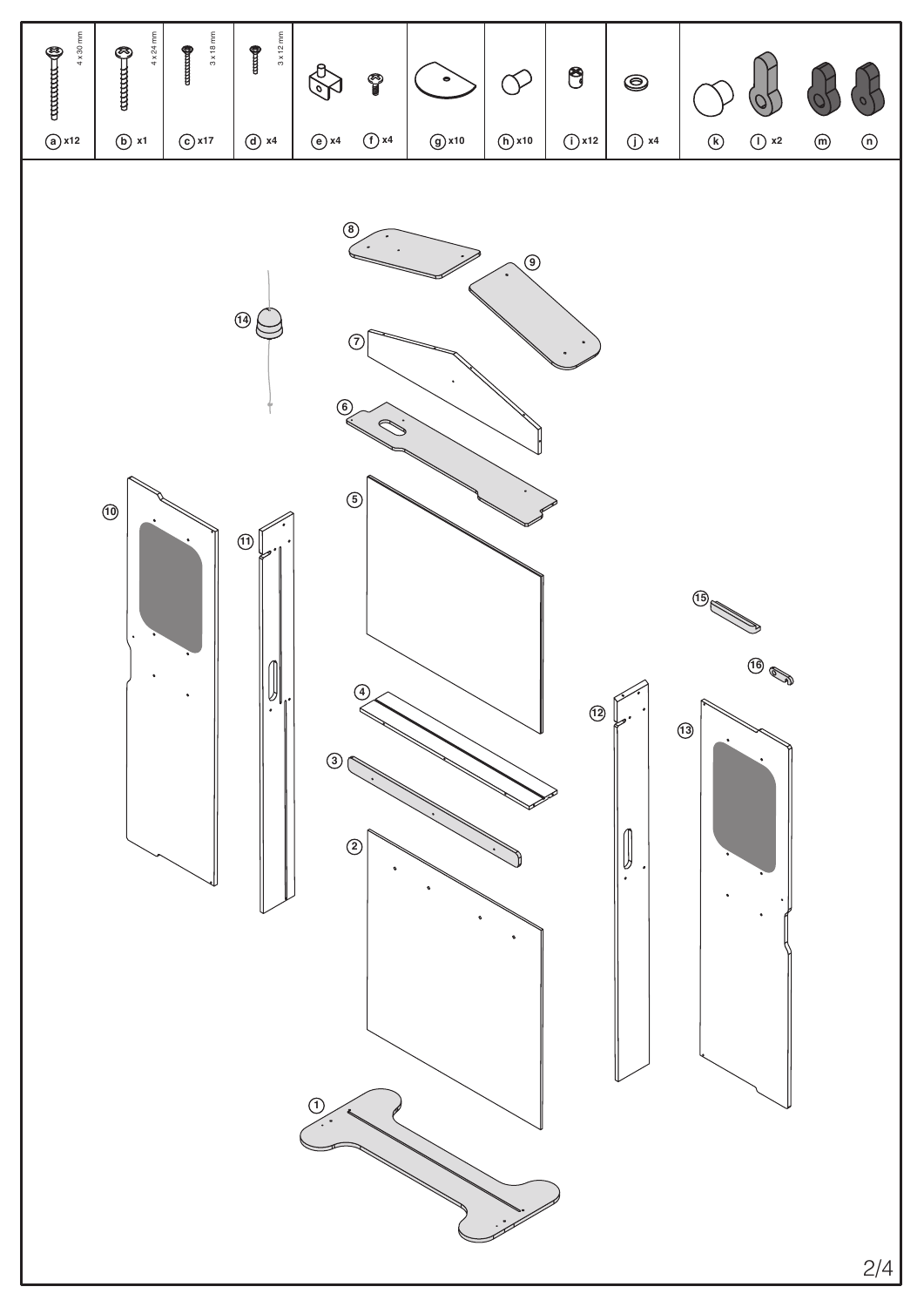| a | b | c | d | e | f | g | h | i | j | k | l | m | n |
|---|---|---|---|---|---|---|---|---|---|---|---|---|---|
| 4 x 30 mm | 4 x 24 mm | 3 x 18 mm | 3 x 12 mm | | | | | | | | | | |
| x12 | x1 | x17 | x4 | x4 | x4 | x10 | x10 | x12 | x4 | | x2 | | |

1 2 3 4 5 6 7 8 9 10 11 12 13 14 15 16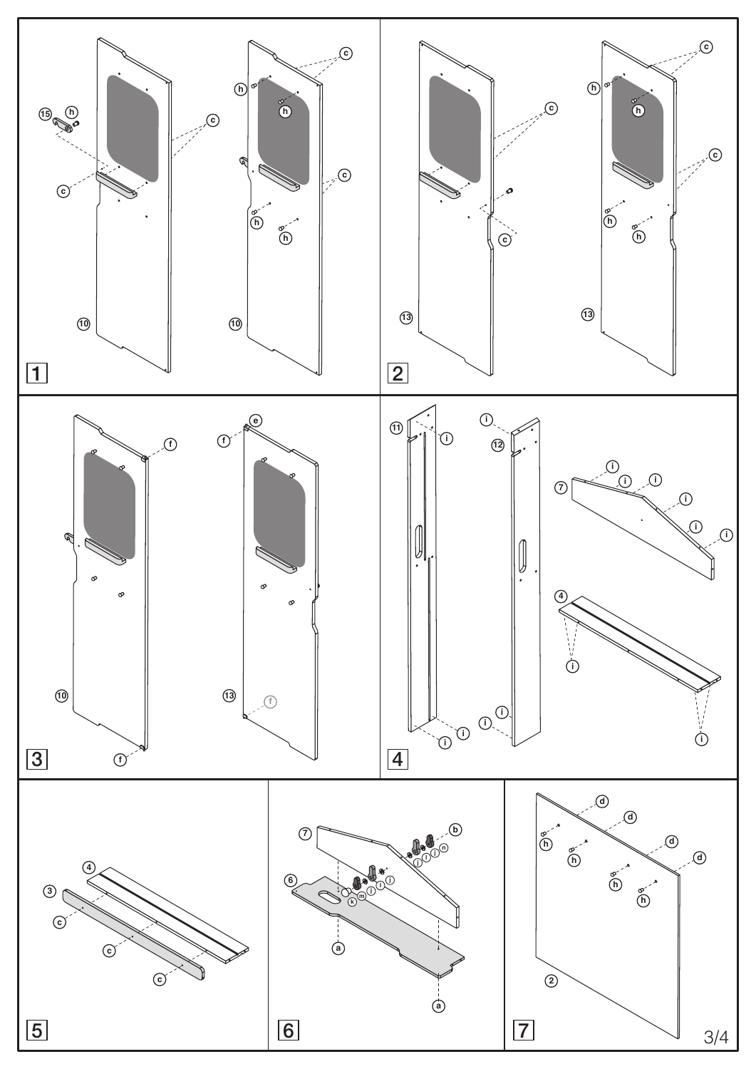1

2

3

4

5

6

7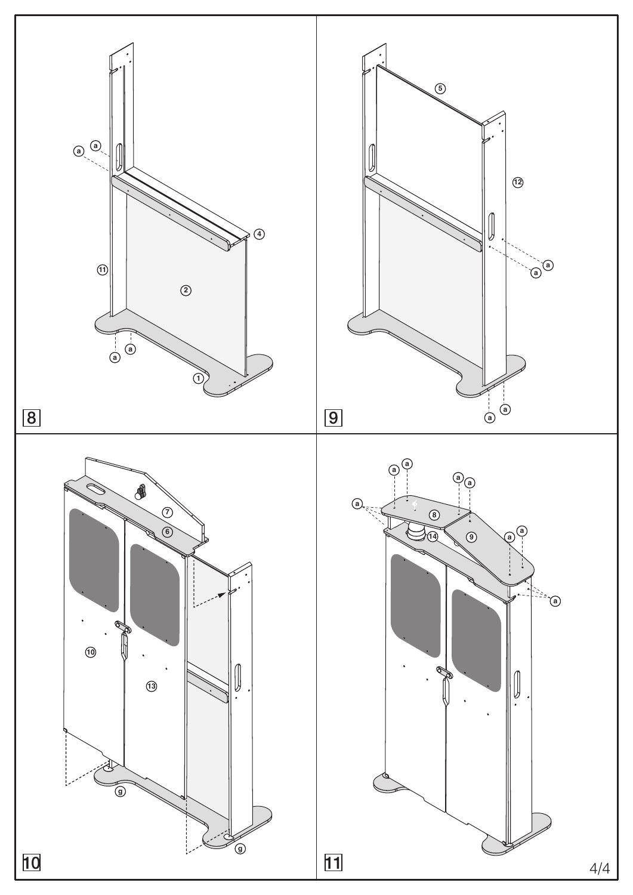8

a a

4

11

2

a a

1

9

5

12

a a

a a

10

7

6

10

13

g

g

11

a a

a a

a

8

14

9

a a

a a

a